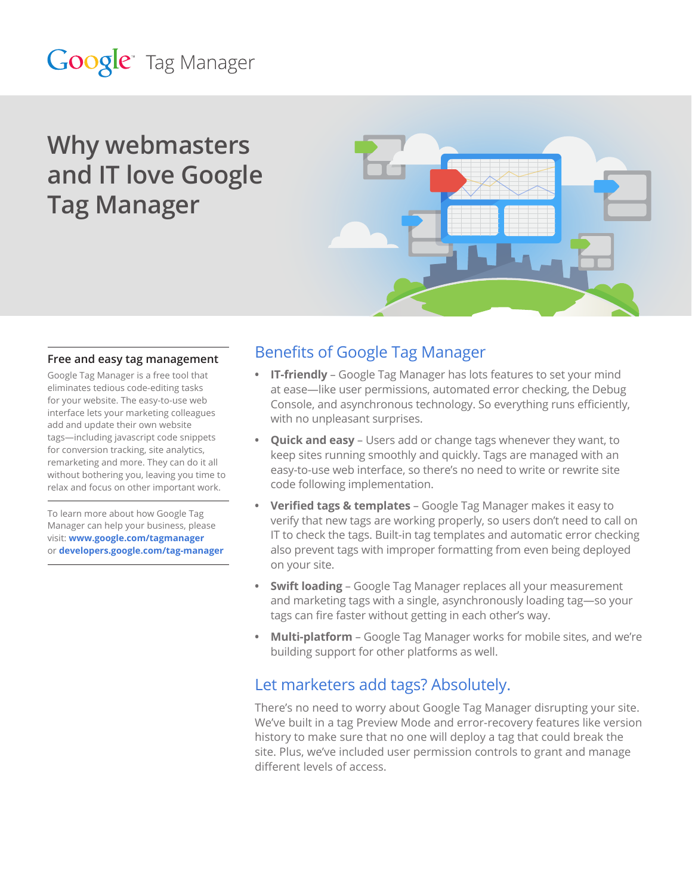Google Tag Manager

# Why webmasters and IT love Google Tag Manager

### Free and easy tag management

Google Tag Manager is a free tool that eliminates tedious code-editing tasks for your website. The easy-to-use web interface lets your marketing colleagues add and update their own website tags—including javascript code snippets for conversion tracking, site analytics, remarketing and more. They can do it all without bothering you, leaving you time to relax and focus on other important work.

To learn more about how Google Tag Manager can help your business, please visit: **www.google.com/tagmanager** or **developers.google.com/tag-manager**

## Benefits of Google Tag Manager

- **IT-friendly** – Google Tag Manager has lots features to set your mind at ease—like user permissions, automated error checking, the Debug Console, and asynchronous technology. So everything runs efficiently, with no unpleasant surprises.
- **Quick and easy** – Users add or change tags whenever they want, to keep sites running smoothly and quickly. Tags are managed with an easy-to-use web interface, so there's no need to write or rewrite site code following implementation.
- **Verified tags & templates** – Google Tag Manager makes it easy to verify that new tags are working properly, so users don't need to call on IT to check the tags. Built-in tag templates and automatic error checking also prevent tags with improper formatting from even being deployed on your site.
- **Swift loading** – Google Tag Manager replaces all your measurement and marketing tags with a single, asynchronously loading tag—so your tags can fire faster without getting in each other's way.
- **Multi-platform** – Google Tag Manager works for mobile sites, and we're building support for other platforms as well.

## Let marketers add tags? Absolutely.

There's no need to worry about Google Tag Manager disrupting your site. We've built in a tag Preview Mode and error-recovery features like version history to make sure that no one will deploy a tag that could break the site. Plus, we've included user permission controls to grant and manage different levels of access.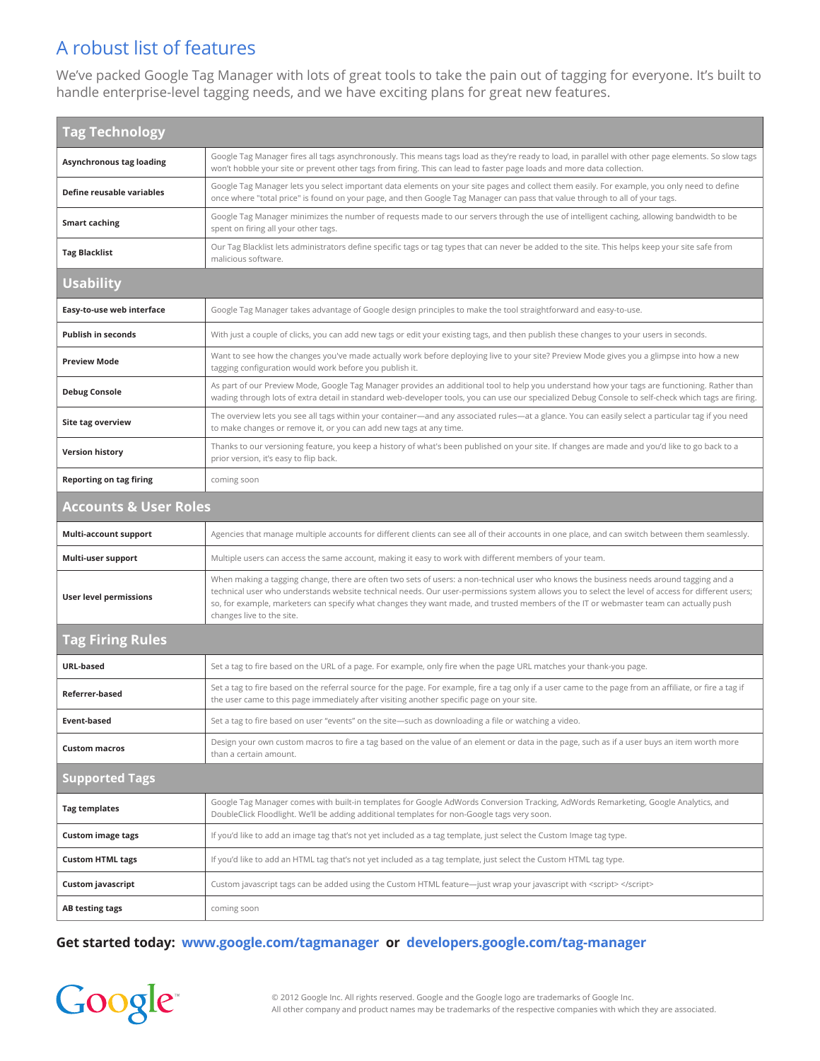# A robust list of features

We've packed Google Tag Manager with lots of great tools to take the pain out of tagging for everyone. It's built to handle enterprise-level tagging needs, and we have exciting plans for great new features.

| | |
|---|---|
| **Tag Technology** | |
| **Asynchronous tag loading** | Google Tag Manager fires all tags asynchronously. This means tags load as they're ready to load, in parallel with other page elements. So slow tags won't hobble your site or prevent other tags from firing. This can lead to faster page loads and more data collection. |
| **Define reusable variables** | Google Tag Manager lets you select important data elements on your site pages and collect them easily. For example, you only need to define once where "total price" is found on your page, and then Google Tag Manager can pass that value through to all of your tags. |
| **Smart caching** | Google Tag Manager minimizes the number of requests made to our servers through the use of intelligent caching, allowing bandwidth to be spent on firing all your other tags. |
| **Tag Blacklist** | Our Tag Blacklist lets administrators define specific tags or tag types that can never be added to the site. This helps keep your site safe from malicious software. |
| **Usability** | |
| **Easy-to-use web interface** | Google Tag Manager takes advantage of Google design principles to make the tool straightforward and easy-to-use. |
| **Publish in seconds** | With just a couple of clicks, you can add new tags or edit your existing tags, and then publish these changes to your users in seconds. |
| **Preview Mode** | Want to see how the changes you've made actually work before deploying live to your site? Preview Mode gives you a glimpse into how a new tagging configuration would work before you publish it. |
| **Debug Console** | As part of our Preview Mode, Google Tag Manager provides an additional tool to help you understand how your tags are functioning. Rather than wading through lots of extra detail in standard web-developer tools, you can use our specialized Debug Console to self-check which tags are firing. |
| **Site tag overview** | The overview lets you see all tags within your container—and any associated rules—at a glance. You can easily select a particular tag if you need to make changes or remove it, or you can add new tags at any time. |
| **Version history** | Thanks to our versioning feature, you keep a history of what's been published on your site. If changes are made and you'd like to go back to a prior version, it's easy to flip back. |
| **Reporting on tag firing** | coming soon |
| **Accounts & User Roles** | |
| **Multi-account support** | Agencies that manage multiple accounts for different clients can see all of their accounts in one place, and can switch between them seamlessly. |
| **Multi-user support** | Multiple users can access the same account, making it easy to work with different members of your team. |
| **User level permissions** | When making a tagging change, there are often two sets of users: a non-technical user who knows the business needs around tagging and a technical user who understands website technical needs. Our user-permissions system allows you to select the level of access for different users; so, for example, marketers can specify what changes they want made, and trusted members of the IT or webmaster team can actually push changes live to the site. |
| **Tag Firing Rules** | |
| **URL-based** | Set a tag to fire based on the URL of a page. For example, only fire when the page URL matches your thank-you page. |
| **Referrer-based** | Set a tag to fire based on the referral source for the page. For example, fire a tag only if a user came to the page from an affiliate, or fire a tag if the user came to this page immediately after visiting another specific page on your site. |
| **Event-based** | Set a tag to fire based on user "events" on the site—such as downloading a file or watching a video. |
| **Custom macros** | Design your own custom macros to fire a tag based on the value of an element or data in the page, such as if a user buys an item worth more than a certain amount. |
| **Supported Tags** | |
| **Tag templates** | Google Tag Manager comes with built-in templates for Google AdWords Conversion Tracking, AdWords Remarketing, Google Analytics, and DoubleClick Floodlight. We'll be adding additional templates for non-Google tags very soon. |
| **Custom image tags** | If you'd like to add an image tag that's not yet included as a tag template, just select the Custom Image tag type. |
| **Custom HTML tags** | If you'd like to add an HTML tag that's not yet included as a tag template, just select the Custom HTML tag type. |
| **Custom javascript** | Custom javascript tags can be added using the Custom HTML feature—just wrap your javascript with <script> </script> |
| **AB testing tags** | coming soon |

**Get started today: www.google.com/tagmanager or developers.google.com/tag-manager**

Google™

© 2012 Google Inc. All rights reserved. Google and the Google logo are trademarks of Google Inc.
All other company and product names may be trademarks of the respective companies with which they are associated.